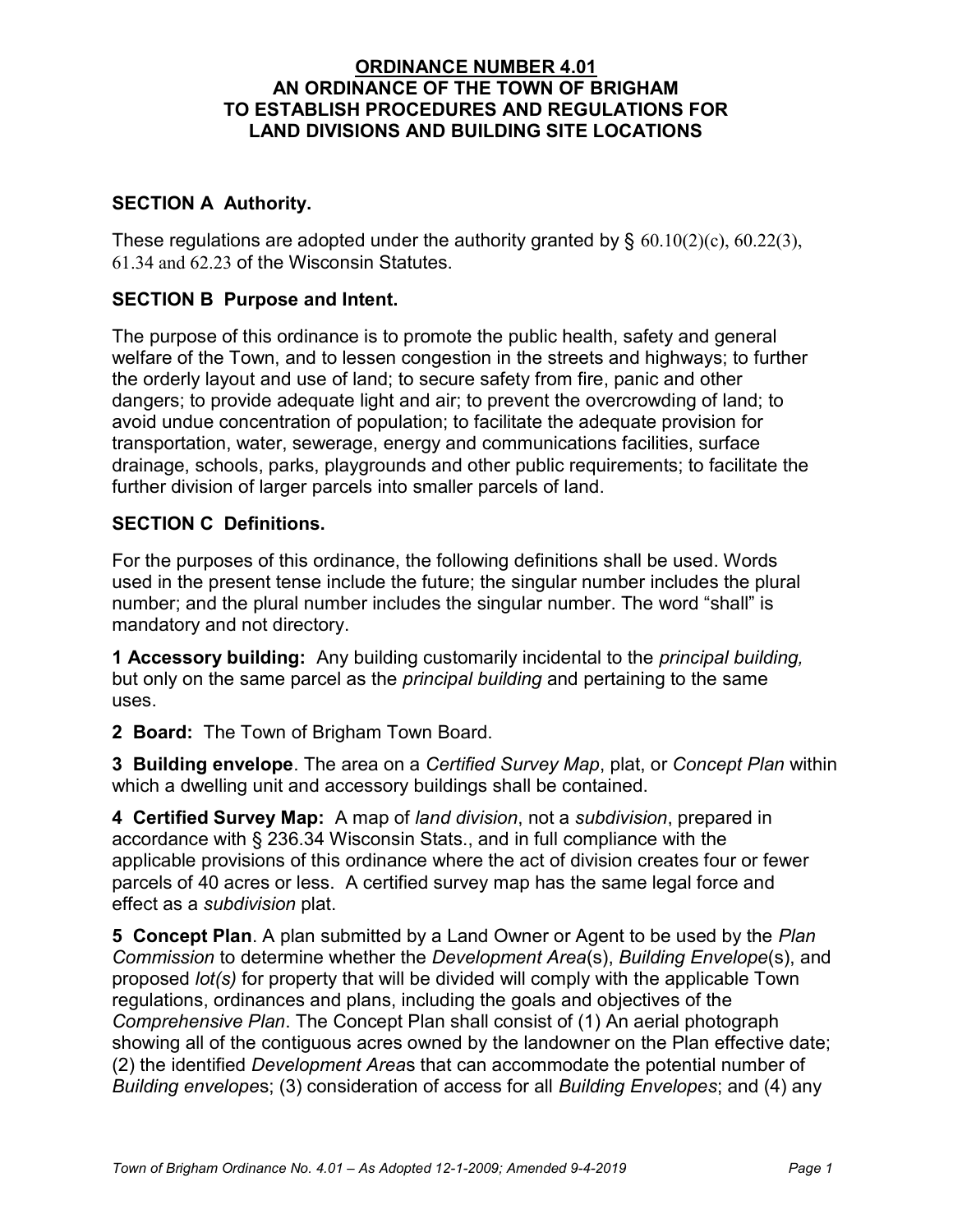# ORDINANCE NUMBER 4.01
# AN ORDINANCE OF THE TOWN OF BRIGHAM TO ESTABLISH PROCEDURES AND REGULATIONS FOR LAND DIVISIONS AND BUILDING SITE LOCATIONS

## SECTION A Authority.

These regulations are adopted under the authority granted by § 60.10(2)(c), 60.22(3), 61.34 and 62.23 of the Wisconsin Statutes.

## SECTION B Purpose and Intent.

The purpose of this ordinance is to promote the public health, safety and general welfare of the Town, and to lessen congestion in the streets and highways; to further the orderly layout and use of land; to secure safety from fire, panic and other dangers; to provide adequate light and air; to prevent the overcrowding of land; to avoid undue concentration of population; to facilitate the adequate provision for transportation, water, sewerage, energy and communications facilities, surface drainage, schools, parks, playgrounds and other public requirements; to facilitate the further division of larger parcels into smaller parcels of land.

## SECTION C Definitions.

For the purposes of this ordinance, the following definitions shall be used. Words used in the present tense include the future; the singular number includes the plural number; and the plural number includes the singular number. The word "shall" is mandatory and not directory.

**1 Accessory building:** Any building customarily incidental to the *principal building,* but only on the same parcel as the *principal building* and pertaining to the same uses.

**2 Board:** The Town of Brigham Town Board.

**3 Building envelope**. The area on a *Certified Survey Map*, plat, or *Concept Plan* within which a dwelling unit and accessory buildings shall be contained.

**4 Certified Survey Map:** A map of *land division*, not a *subdivision*, prepared in accordance with § 236.34 Wisconsin Stats., and in full compliance with the applicable provisions of this ordinance where the act of division creates four or fewer parcels of 40 acres or less. A certified survey map has the same legal force and effect as a *subdivision* plat.

**5 Concept Plan**. A plan submitted by a Land Owner or Agent to be used by the *Plan Commission* to determine whether the *Development Area*(s), *Building Envelope*(s), and proposed *lot(s)* for property that will be divided will comply with the applicable Town regulations, ordinances and plans, including the goals and objectives of the *Comprehensive Plan*. The Concept Plan shall consist of (1) An aerial photograph showing all of the contiguous acres owned by the landowner on the Plan effective date; (2) the identified *Development Area*s that can accommodate the potential number of *Building envelope*s; (3) consideration of access for all *Building Envelopes*; and (4) any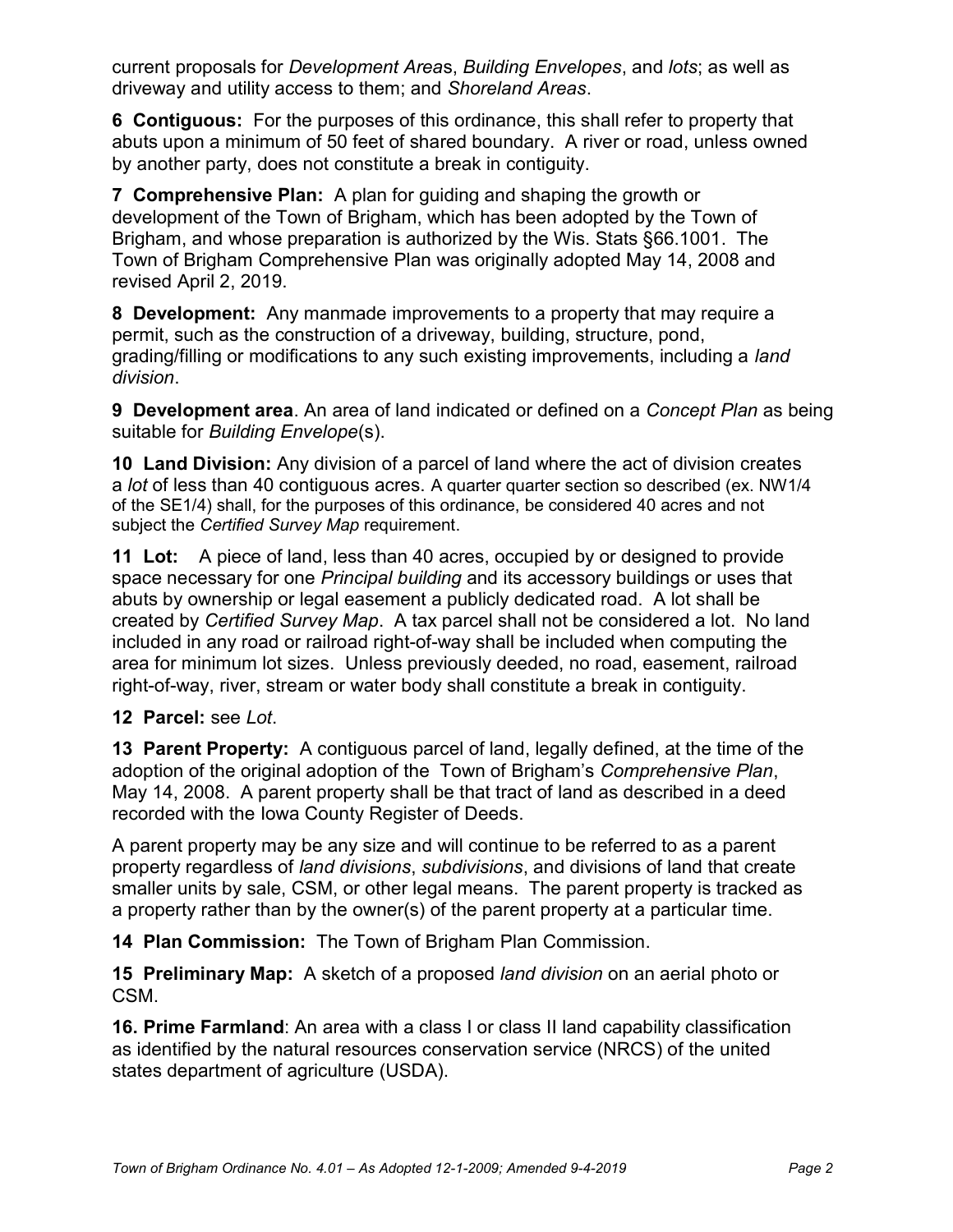current proposals for *Development Area*s, *Building Envelopes*, and *lots*; as well as driveway and utility access to them; and *Shoreland Areas*.

**6 Contiguous:** For the purposes of this ordinance, this shall refer to property that abuts upon a minimum of 50 feet of shared boundary. A river or road, unless owned by another party, does not constitute a break in contiguity.

**7 Comprehensive Plan:** A plan for guiding and shaping the growth or development of the Town of Brigham, which has been adopted by the Town of Brigham, and whose preparation is authorized by the Wis. Stats §66.1001. The Town of Brigham Comprehensive Plan was originally adopted May 14, 2008 and revised April 2, 2019.

**8 Development:** Any manmade improvements to a property that may require a permit, such as the construction of a driveway, building, structure, pond, grading/filling or modifications to any such existing improvements, including a *land division*.

**9 Development area**. An area of land indicated or defined on a *Concept Plan* as being suitable for *Building Envelope*(s).

**10 Land Division:** Any division of a parcel of land where the act of division creates a *lot* of less than 40 contiguous acres. A quarter quarter section so described (ex. NW1/4 of the SE1/4) shall, for the purposes of this ordinance, be considered 40 acres and not subject the *Certified Survey Map* requirement.

**11 Lot:** A piece of land, less than 40 acres, occupied by or designed to provide space necessary for one *Principal building* and its accessory buildings or uses that abuts by ownership or legal easement a publicly dedicated road. A lot shall be created by *Certified Survey Map*. A tax parcel shall not be considered a lot. No land included in any road or railroad right-of-way shall be included when computing the area for minimum lot sizes. Unless previously deeded, no road, easement, railroad right-of-way, river, stream or water body shall constitute a break in contiguity.

**12 Parcel:** see *Lot*.

**13 Parent Property:** A contiguous parcel of land, legally defined, at the time of the adoption of the original adoption of the Town of Brigham's *Comprehensive Plan*, May 14, 2008. A parent property shall be that tract of land as described in a deed recorded with the Iowa County Register of Deeds.

A parent property may be any size and will continue to be referred to as a parent property regardless of *land divisions*, *subdivisions*, and divisions of land that create smaller units by sale, CSM, or other legal means. The parent property is tracked as a property rather than by the owner(s) of the parent property at a particular time.

**14 Plan Commission:** The Town of Brigham Plan Commission.

**15 Preliminary Map:** A sketch of a proposed *land division* on an aerial photo or CSM.

**16. Prime Farmland**: An area with a class I or class II land capability classification as identified by the natural resources conservation service (NRCS) of the united states department of agriculture (USDA).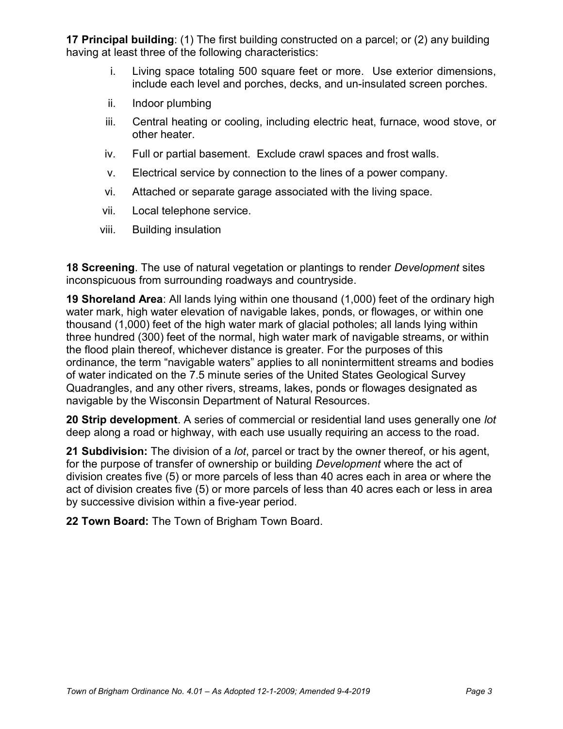**17 Principal building**: (1) The first building constructed on a parcel; or (2) any building having at least three of the following characteristics:

i. Living space totaling 500 square feet or more. Use exterior dimensions, include each level and porches, decks, and un-insulated screen porches.

ii. Indoor plumbing

iii. Central heating or cooling, including electric heat, furnace, wood stove, or other heater.

iv. Full or partial basement. Exclude crawl spaces and frost walls.

v. Electrical service by connection to the lines of a power company.

vi. Attached or separate garage associated with the living space.

vii. Local telephone service.

viii. Building insulation

**18 Screening**. The use of natural vegetation or plantings to render *Development* sites inconspicuous from surrounding roadways and countryside.

**19 Shoreland Area**: All lands lying within one thousand (1,000) feet of the ordinary high water mark, high water elevation of navigable lakes, ponds, or flowages, or within one thousand (1,000) feet of the high water mark of glacial potholes; all lands lying within three hundred (300) feet of the normal, high water mark of navigable streams, or within the flood plain thereof, whichever distance is greater. For the purposes of this ordinance, the term "navigable waters" applies to all nonintermittent streams and bodies of water indicated on the 7.5 minute series of the United States Geological Survey Quadrangles, and any other rivers, streams, lakes, ponds or flowages designated as navigable by the Wisconsin Department of Natural Resources.

**20 Strip development**. A series of commercial or residential land uses generally one *lot* deep along a road or highway, with each use usually requiring an access to the road.

**21 Subdivision:** The division of a *lot*, parcel or tract by the owner thereof, or his agent, for the purpose of transfer of ownership or building *Development* where the act of division creates five (5) or more parcels of less than 40 acres each in area or where the act of division creates five (5) or more parcels of less than 40 acres each or less in area by successive division within a five-year period.

**22 Town Board:** The Town of Brigham Town Board.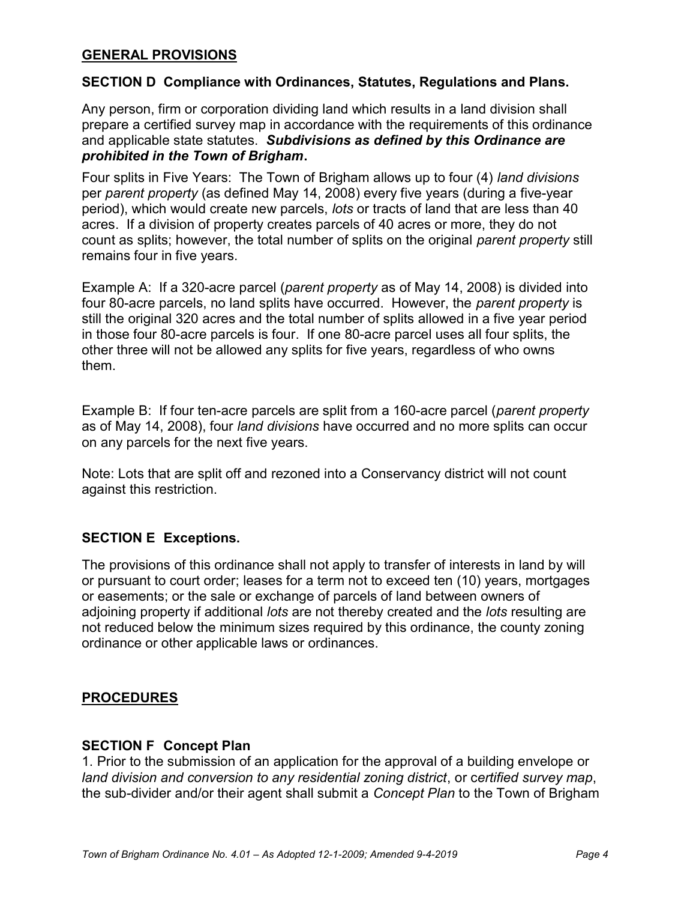## GENERAL PROVISIONS

### SECTION D Compliance with Ordinances, Statutes, Regulations and Plans.

Any person, firm or corporation dividing land which results in a land division shall prepare a certified survey map in accordance with the requirements of this ordinance and applicable state statutes. ***Subdivisions as defined by this Ordinance are prohibited in the Town of Brigham*.**

Four splits in Five Years: The Town of Brigham allows up to four (4) *land divisions* per *parent property* (as defined May 14, 2008) every five years (during a five-year period), which would create new parcels, *lots* or tracts of land that are less than 40 acres. If a division of property creates parcels of 40 acres or more, they do not count as splits; however, the total number of splits on the original *parent property* still remains four in five years.

Example A: If a 320-acre parcel (*parent property* as of May 14, 2008) is divided into four 80-acre parcels, no land splits have occurred. However, the *parent property* is still the original 320 acres and the total number of splits allowed in a five year period in those four 80-acre parcels is four. If one 80-acre parcel uses all four splits, the other three will not be allowed any splits for five years, regardless of who owns them.

Example B: If four ten-acre parcels are split from a 160-acre parcel (*parent property* as of May 14, 2008), four *land divisions* have occurred and no more splits can occur on any parcels for the next five years.

Note: Lots that are split off and rezoned into a Conservancy district will not count against this restriction.

### SECTION E Exceptions.

The provisions of this ordinance shall not apply to transfer of interests in land by will or pursuant to court order; leases for a term not to exceed ten (10) years, mortgages or easements; or the sale or exchange of parcels of land between owners of adjoining property if additional *lots* are not thereby created and the *lots* resulting are not reduced below the minimum sizes required by this ordinance, the county zoning ordinance or other applicable laws or ordinances.

## PROCEDURES

### SECTION F Concept Plan

1. Prior to the submission of an application for the approval of a building envelope or *land division and conversion to any residential zoning district*, or c*ertified survey map*, the sub-divider and/or their agent shall submit a *Concept Plan* to the Town of Brigham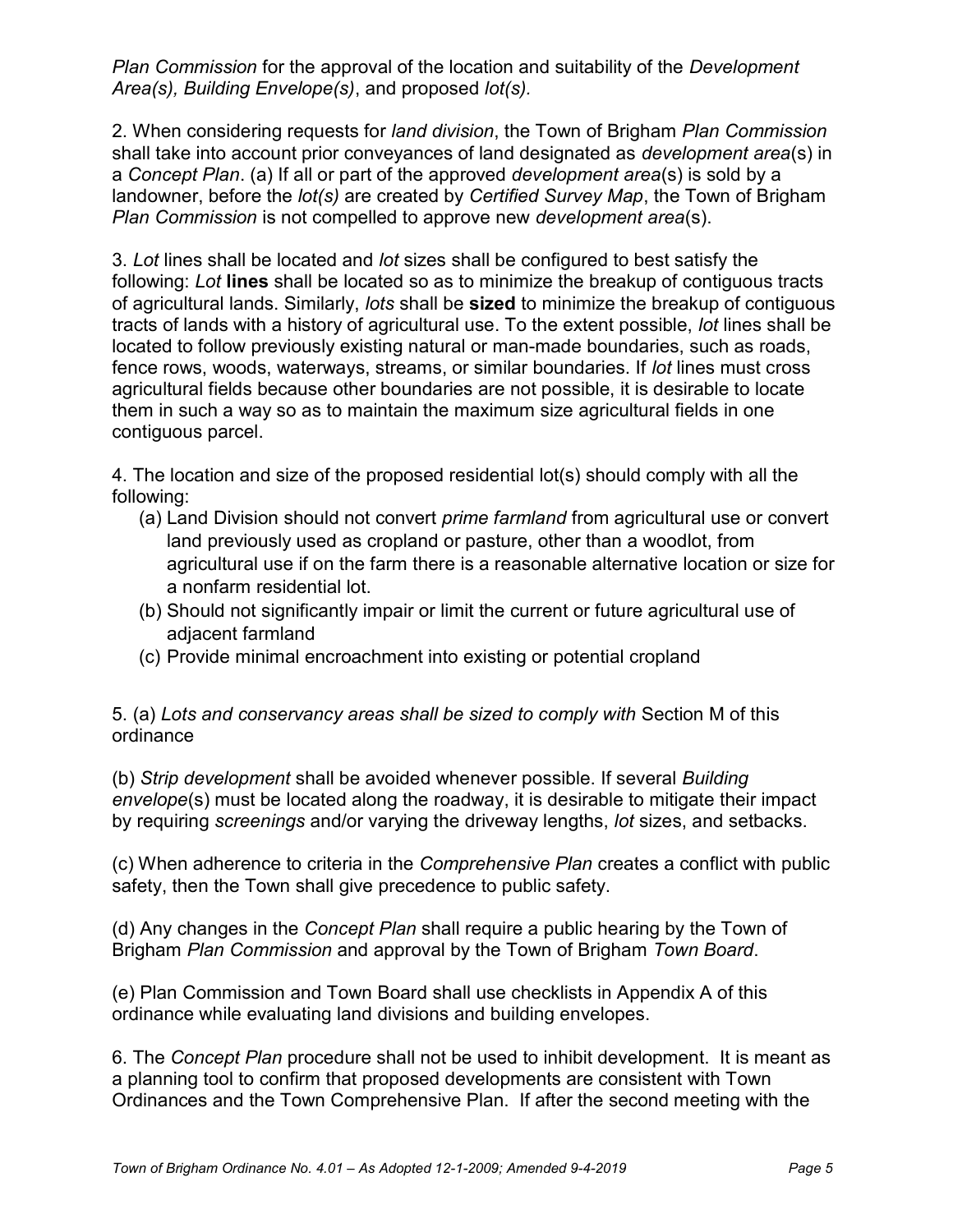*Plan Commission* for the approval of the location and suitability of the *Development Area(s), Building Envelope(s)*, and proposed *lot(s).*

2. When considering requests for *land division*, the Town of Brigham *Plan Commission* shall take into account prior conveyances of land designated as *development area*(s) in a *Concept Plan*. (a) If all or part of the approved *development area*(s) is sold by a landowner, before the *lot(s)* are created by *Certified Survey Map*, the Town of Brigham *Plan Commission* is not compelled to approve new *development area*(s).

3. *Lot* lines shall be located and *lot* sizes shall be configured to best satisfy the following: *Lot* **lines** shall be located so as to minimize the breakup of contiguous tracts of agricultural lands. Similarly, *lots* shall be **sized** to minimize the breakup of contiguous tracts of lands with a history of agricultural use. To the extent possible, *lot* lines shall be located to follow previously existing natural or man-made boundaries, such as roads, fence rows, woods, waterways, streams, or similar boundaries. If *lot* lines must cross agricultural fields because other boundaries are not possible, it is desirable to locate them in such a way so as to maintain the maximum size agricultural fields in one contiguous parcel.

4. The location and size of the proposed residential lot(s) should comply with all the following:

(a) Land Division should not convert *prime farmland* from agricultural use or convert land previously used as cropland or pasture, other than a woodlot, from agricultural use if on the farm there is a reasonable alternative location or size for a nonfarm residential lot.

(b) Should not significantly impair or limit the current or future agricultural use of adjacent farmland

(c) Provide minimal encroachment into existing or potential cropland

5. (a) *Lots and conservancy areas shall be sized to comply with* Section M of this ordinance

(b) *Strip development* shall be avoided whenever possible. If several *Building envelope*(s) must be located along the roadway, it is desirable to mitigate their impact by requiring *screenings* and/or varying the driveway lengths, *lot* sizes, and setbacks.

(c) When adherence to criteria in the *Comprehensive Plan* creates a conflict with public safety, then the Town shall give precedence to public safety.

(d) Any changes in the *Concept Plan* shall require a public hearing by the Town of Brigham *Plan Commission* and approval by the Town of Brigham *Town Board*.

(e) Plan Commission and Town Board shall use checklists in Appendix A of this ordinance while evaluating land divisions and building envelopes.

6. The *Concept Plan* procedure shall not be used to inhibit development. It is meant as a planning tool to confirm that proposed developments are consistent with Town Ordinances and the Town Comprehensive Plan. If after the second meeting with the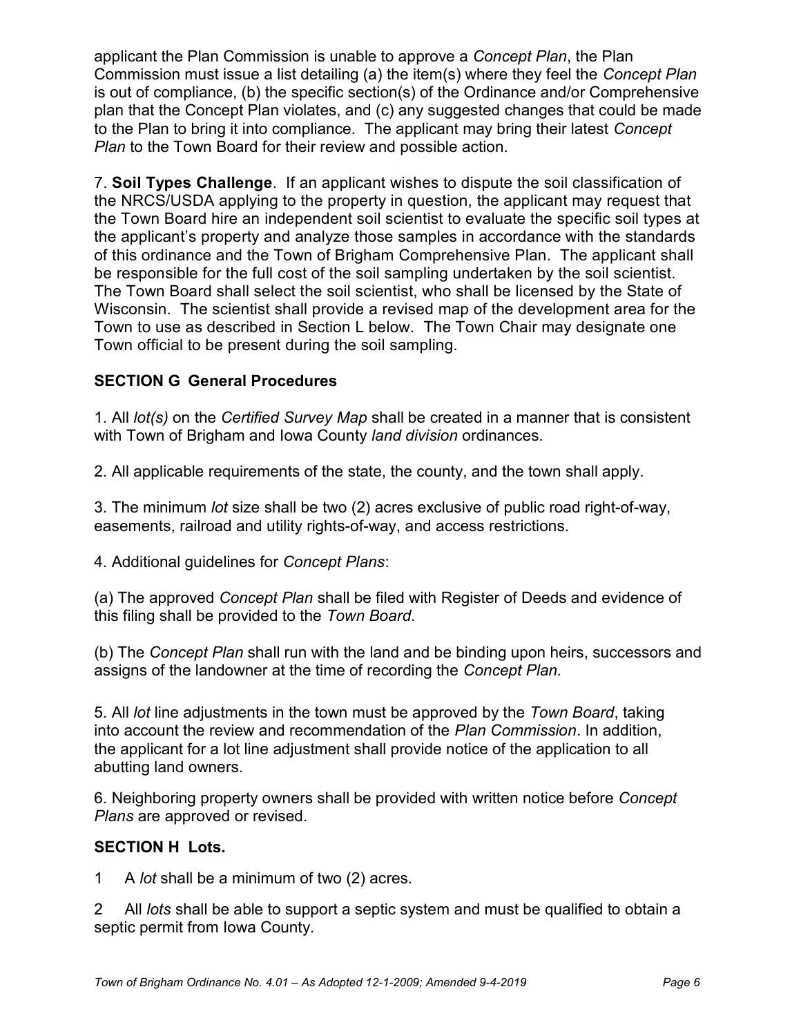applicant the Plan Commission is unable to approve a *Concept Plan*, the Plan Commission must issue a list detailing (a) the item(s) where they feel the *Concept Plan* is out of compliance, (b) the specific section(s) of the Ordinance and/or Comprehensive plan that the Concept Plan violates, and (c) any suggested changes that could be made to the Plan to bring it into compliance. The applicant may bring their latest *Concept Plan* to the Town Board for their review and possible action.

7. **Soil Types Challenge**. If an applicant wishes to dispute the soil classification of the NRCS/USDA applying to the property in question, the applicant may request that the Town Board hire an independent soil scientist to evaluate the specific soil types at the applicant's property and analyze those samples in accordance with the standards of this ordinance and the Town of Brigham Comprehensive Plan. The applicant shall be responsible for the full cost of the soil sampling undertaken by the soil scientist. The Town Board shall select the soil scientist, who shall be licensed by the State of Wisconsin. The scientist shall provide a revised map of the development area for the Town to use as described in Section L below. The Town Chair may designate one Town official to be present during the soil sampling.

### SECTION G General Procedures

1. All *lot(s)* on the *Certified Survey Map* shall be created in a manner that is consistent with Town of Brigham and Iowa County *land division* ordinances.

2. All applicable requirements of the state, the county, and the town shall apply.

3. The minimum *lot* size shall be two (2) acres exclusive of public road right-of-way, easements, railroad and utility rights-of-way, and access restrictions.

4. Additional guidelines for *Concept Plans*:

(a) The approved *Concept Plan* shall be filed with Register of Deeds and evidence of this filing shall be provided to the *Town Board*.

(b) The *Concept Plan* shall run with the land and be binding upon heirs, successors and assigns of the landowner at the time of recording the *Concept Plan.*

5. All *lot* line adjustments in the town must be approved by the *Town Board*, taking into account the review and recommendation of the *Plan Commission*. In addition, the applicant for a lot line adjustment shall provide notice of the application to all abutting land owners.

6. Neighboring property owners shall be provided with written notice before *Concept Plans* are approved or revised.

### SECTION H Lots.

1 A *lot* shall be a minimum of two (2) acres.

2 All *lots* shall be able to support a septic system and must be qualified to obtain a septic permit from Iowa County.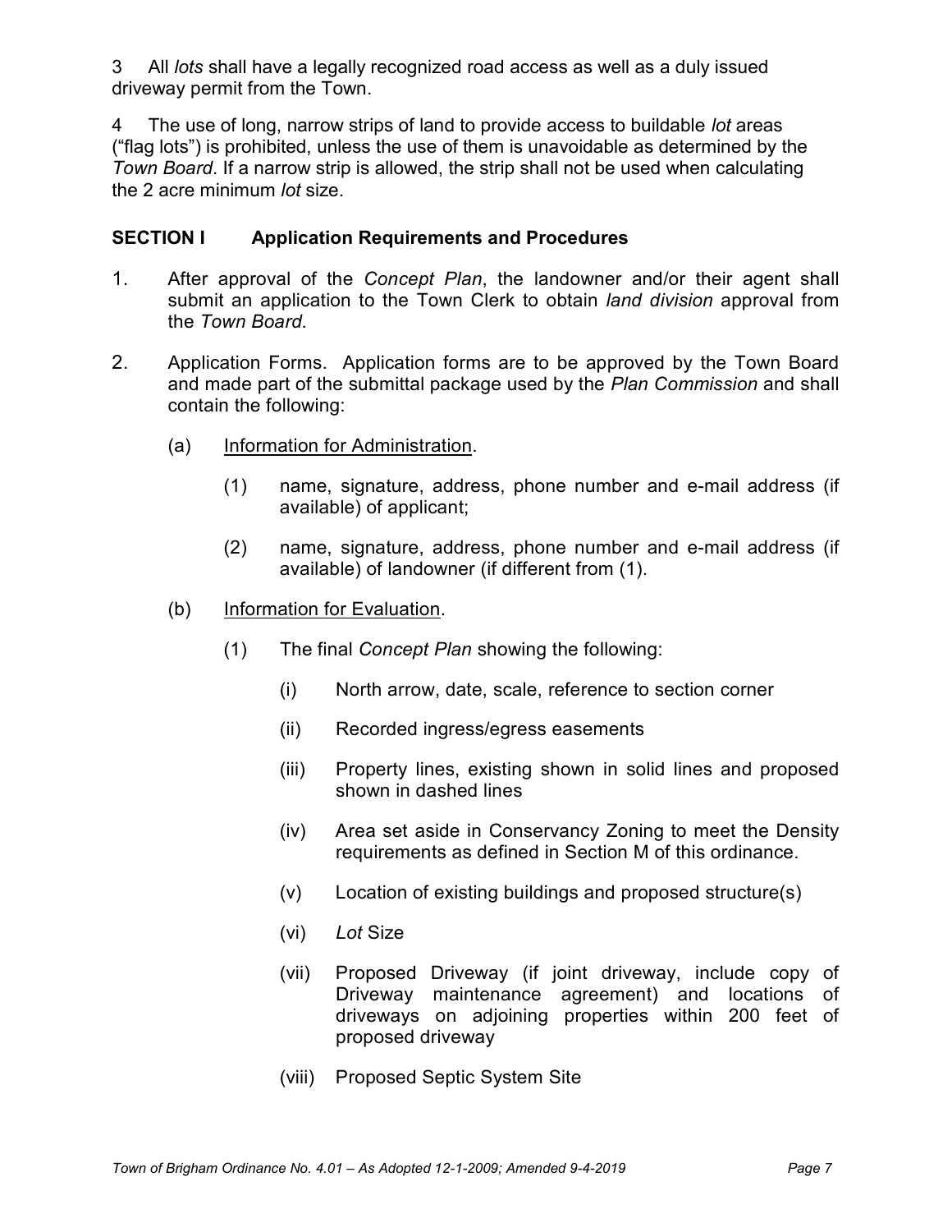3 All *lots* shall have a legally recognized road access as well as a duly issued driveway permit from the Town.

4 The use of long, narrow strips of land to provide access to buildable *lot* areas ("flag lots") is prohibited, unless the use of them is unavoidable as determined by the *Town Board*. If a narrow strip is allowed, the strip shall not be used when calculating the 2 acre minimum *lot* size.

## SECTION I Application Requirements and Procedures

1. After approval of the *Concept Plan*, the landowner and/or their agent shall submit an application to the Town Clerk to obtain *land division* approval from the *Town Board*.

2. Application Forms. Application forms are to be approved by the Town Board and made part of the submittal package used by the *Plan Commission* and shall contain the following:

   (a) Information for Administration.

      (1) name, signature, address, phone number and e-mail address (if available) of applicant;

      (2) name, signature, address, phone number and e-mail address (if available) of landowner (if different from (1).

   (b) Information for Evaluation.

      (1) The final *Concept Plan* showing the following:

         (i) North arrow, date, scale, reference to section corner

         (ii) Recorded ingress/egress easements

         (iii) Property lines, existing shown in solid lines and proposed shown in dashed lines

         (iv) Area set aside in Conservancy Zoning to meet the Density requirements as defined in Section M of this ordinance.

         (v) Location of existing buildings and proposed structure(s)

         (vi) *Lot* Size

         (vii) Proposed Driveway (if joint driveway, include copy of Driveway maintenance agreement) and locations of driveways on adjoining properties within 200 feet of proposed driveway

         (viii) Proposed Septic System Site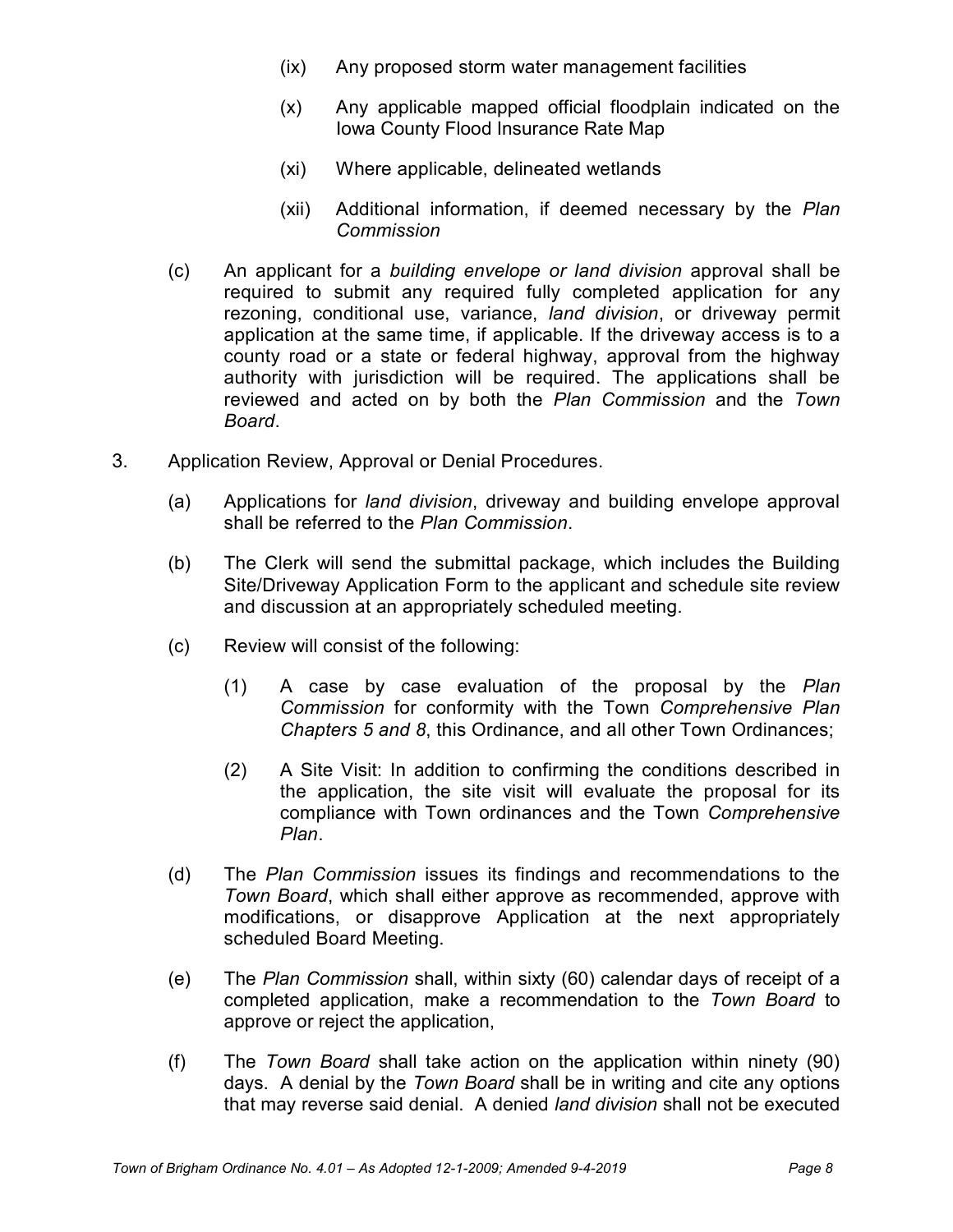(ix) Any proposed storm water management facilities

(x) Any applicable mapped official floodplain indicated on the Iowa County Flood Insurance Rate Map

(xi) Where applicable, delineated wetlands

(xii) Additional information, if deemed necessary by the *Plan Commission*

(c) An applicant for a *building envelope or land division* approval shall be required to submit any required fully completed application for any rezoning, conditional use, variance, *land division*, or driveway permit application at the same time, if applicable. If the driveway access is to a county road or a state or federal highway, approval from the highway authority with jurisdiction will be required. The applications shall be reviewed and acted on by both the *Plan Commission* and the *Town Board*.

3. Application Review, Approval or Denial Procedures.

(a) Applications for *land division*, driveway and building envelope approval shall be referred to the *Plan Commission*.

(b) The Clerk will send the submittal package, which includes the Building Site/Driveway Application Form to the applicant and schedule site review and discussion at an appropriately scheduled meeting.

(c) Review will consist of the following:

(1) A case by case evaluation of the proposal by the *Plan Commission* for conformity with the Town *Comprehensive Plan Chapters 5 and 8*, this Ordinance, and all other Town Ordinances;

(2) A Site Visit: In addition to confirming the conditions described in the application, the site visit will evaluate the proposal for its compliance with Town ordinances and the Town *Comprehensive Plan*.

(d) The *Plan Commission* issues its findings and recommendations to the *Town Board*, which shall either approve as recommended, approve with modifications, or disapprove Application at the next appropriately scheduled Board Meeting.

(e) The *Plan Commission* shall, within sixty (60) calendar days of receipt of a completed application, make a recommendation to the *Town Board* to approve or reject the application,

(f) The *Town Board* shall take action on the application within ninety (90) days. A denial by the *Town Board* shall be in writing and cite any options that may reverse said denial. A denied *land division* shall not be executed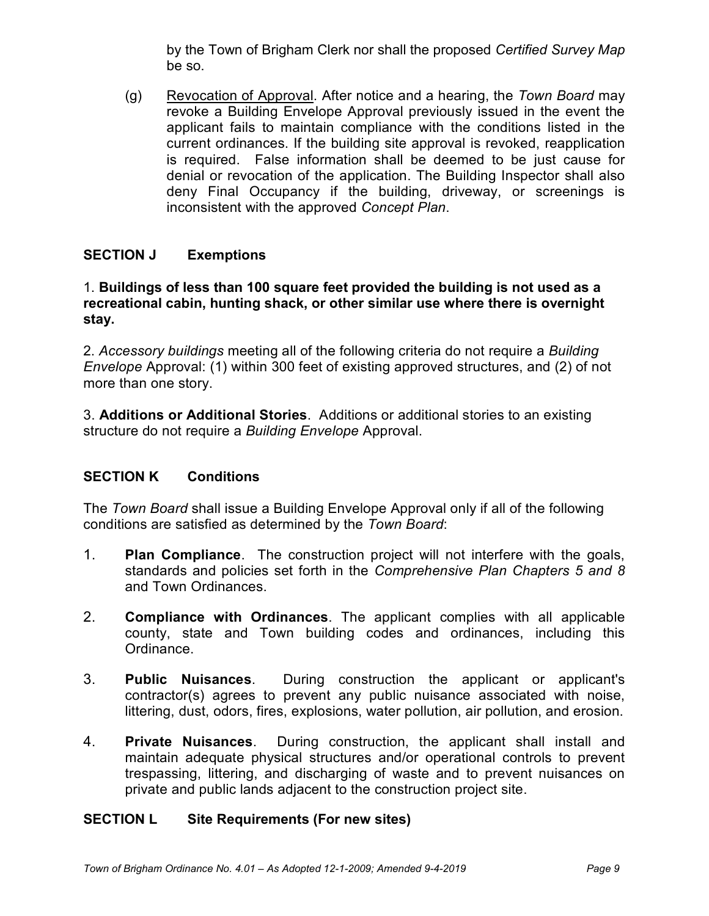by the Town of Brigham Clerk nor shall the proposed *Certified Survey Map* be so.

(g) Revocation of Approval. After notice and a hearing, the *Town Board* may revoke a Building Envelope Approval previously issued in the event the applicant fails to maintain compliance with the conditions listed in the current ordinances. If the building site approval is revoked, reapplication is required. False information shall be deemed to be just cause for denial or revocation of the application. The Building Inspector shall also deny Final Occupancy if the building, driveway, or screenings is inconsistent with the approved *Concept Plan*.

## SECTION J Exemptions

1. **Buildings of less than 100 square feet provided the building is not used as a recreational cabin, hunting shack, or other similar use where there is overnight stay.**

2. *Accessory buildings* meeting all of the following criteria do not require a *Building Envelope* Approval: (1) within 300 feet of existing approved structures, and (2) of not more than one story.

3. **Additions or Additional Stories**. Additions or additional stories to an existing structure do not require a *Building Envelope* Approval.

## SECTION K Conditions

The *Town Board* shall issue a Building Envelope Approval only if all of the following conditions are satisfied as determined by the *Town Board*:

1. **Plan Compliance**. The construction project will not interfere with the goals, standards and policies set forth in the *Comprehensive Plan Chapters 5 and 8* and Town Ordinances.

2. **Compliance with Ordinances**. The applicant complies with all applicable county, state and Town building codes and ordinances, including this Ordinance.

3. **Public Nuisances**. During construction the applicant or applicant's contractor(s) agrees to prevent any public nuisance associated with noise, littering, dust, odors, fires, explosions, water pollution, air pollution, and erosion.

4. **Private Nuisances**. During construction, the applicant shall install and maintain adequate physical structures and/or operational controls to prevent trespassing, littering, and discharging of waste and to prevent nuisances on private and public lands adjacent to the construction project site.

## SECTION L Site Requirements (For new sites)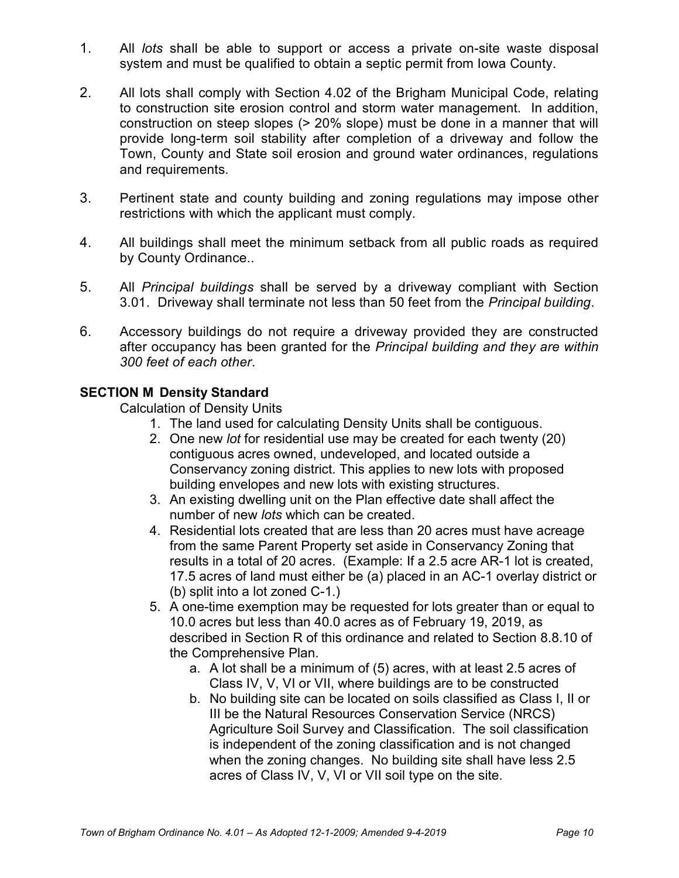1. All *lots* shall be able to support or access a private on-site waste disposal system and must be qualified to obtain a septic permit from Iowa County.

2. All lots shall comply with Section 4.02 of the Brigham Municipal Code, relating to construction site erosion control and storm water management. In addition, construction on steep slopes (> 20% slope) must be done in a manner that will provide long-term soil stability after completion of a driveway and follow the Town, County and State soil erosion and ground water ordinances, regulations and requirements.

3. Pertinent state and county building and zoning regulations may impose other restrictions with which the applicant must comply.

4. All buildings shall meet the minimum setback from all public roads as required by County Ordinance..

5. All *Principal buildings* shall be served by a driveway compliant with Section 3.01. Driveway shall terminate not less than 50 feet from the *Principal building*.

6. Accessory buildings do not require a driveway provided they are constructed after occupancy has been granted for the *Principal building and they are within 300 feet of each other*.

**SECTION M Density Standard**

Calculation of Density Units

1. The land used for calculating Density Units shall be contiguous.
2. One new *lot* for residential use may be created for each twenty (20) contiguous acres owned, undeveloped, and located outside a Conservancy zoning district. This applies to new lots with proposed building envelopes and new lots with existing structures.
3. An existing dwelling unit on the Plan effective date shall affect the number of new *lots* which can be created.
4. Residential lots created that are less than 20 acres must have acreage from the same Parent Property set aside in Conservancy Zoning that results in a total of 20 acres. (Example: If a 2.5 acre AR-1 lot is created, 17.5 acres of land must either be (a) placed in an AC-1 overlay district or (b) split into a lot zoned C-1.)
5. A one-time exemption may be requested for lots greater than or equal to 10.0 acres but less than 40.0 acres as of February 19, 2019, as described in Section R of this ordinance and related to Section 8.8.10 of the Comprehensive Plan.
    a. A lot shall be a minimum of (5) acres, with at least 2.5 acres of Class IV, V, VI or VII, where buildings are to be constructed
    b. No building site can be located on soils classified as Class I, II or III be the Natural Resources Conservation Service (NRCS) Agriculture Soil Survey and Classification. The soil classification is independent of the zoning classification and is not changed when the zoning changes. No building site shall have less 2.5 acres of Class IV, V, VI or VII soil type on the site.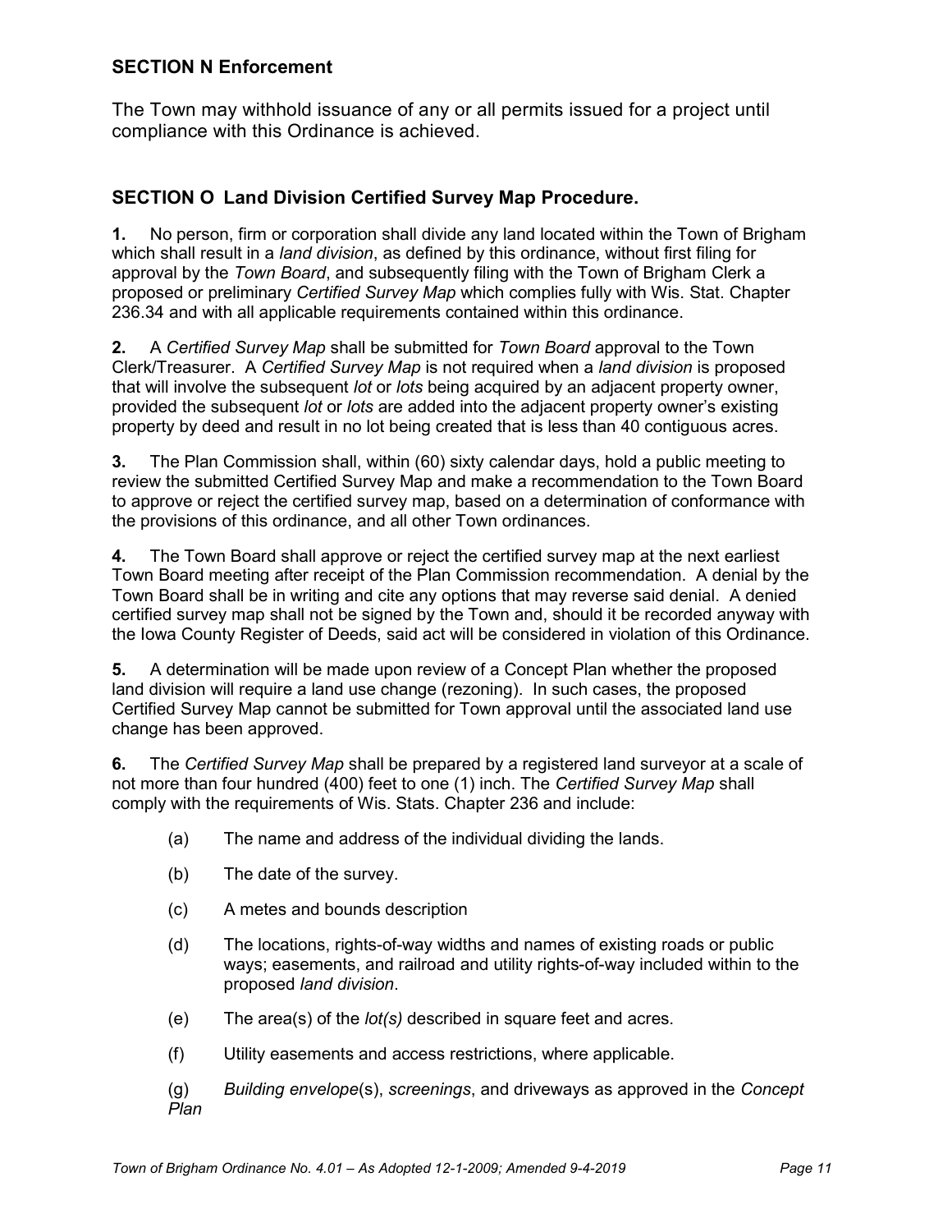## SECTION N Enforcement

The Town may withhold issuance of any or all permits issued for a project until compliance with this Ordinance is achieved.

## SECTION O Land Division Certified Survey Map Procedure.

**1.** No person, firm or corporation shall divide any land located within the Town of Brigham which shall result in a *land division*, as defined by this ordinance, without first filing for approval by the *Town Board*, and subsequently filing with the Town of Brigham Clerk a proposed or preliminary *Certified Survey Map* which complies fully with Wis. Stat. Chapter 236.34 and with all applicable requirements contained within this ordinance.

**2.** A *Certified Survey Map* shall be submitted for *Town Board* approval to the Town Clerk/Treasurer. A *Certified Survey Map* is not required when a *land division* is proposed that will involve the subsequent *lot* or *lots* being acquired by an adjacent property owner, provided the subsequent *lot* or *lots* are added into the adjacent property owner's existing property by deed and result in no lot being created that is less than 40 contiguous acres.

**3.** The Plan Commission shall, within (60) sixty calendar days, hold a public meeting to review the submitted Certified Survey Map and make a recommendation to the Town Board to approve or reject the certified survey map, based on a determination of conformance with the provisions of this ordinance, and all other Town ordinances.

**4.** The Town Board shall approve or reject the certified survey map at the next earliest Town Board meeting after receipt of the Plan Commission recommendation. A denial by the Town Board shall be in writing and cite any options that may reverse said denial. A denied certified survey map shall not be signed by the Town and, should it be recorded anyway with the Iowa County Register of Deeds, said act will be considered in violation of this Ordinance.

**5.** A determination will be made upon review of a Concept Plan whether the proposed land division will require a land use change (rezoning). In such cases, the proposed Certified Survey Map cannot be submitted for Town approval until the associated land use change has been approved.

**6.** The *Certified Survey Map* shall be prepared by a registered land surveyor at a scale of not more than four hundred (400) feet to one (1) inch. The *Certified Survey Map* shall comply with the requirements of Wis. Stats. Chapter 236 and include:

- (a) The name and address of the individual dividing the lands.
- (b) The date of the survey.
- (c) A metes and bounds description
- (d) The locations, rights-of-way widths and names of existing roads or public ways; easements, and railroad and utility rights-of-way included within to the proposed *land division*.
- (e) The area(s) of the *lot(s)* described in square feet and acres.
- (f) Utility easements and access restrictions, where applicable.
- (g) *Building envelope*(s), *screenings*, and driveways as approved in the *Concept Plan*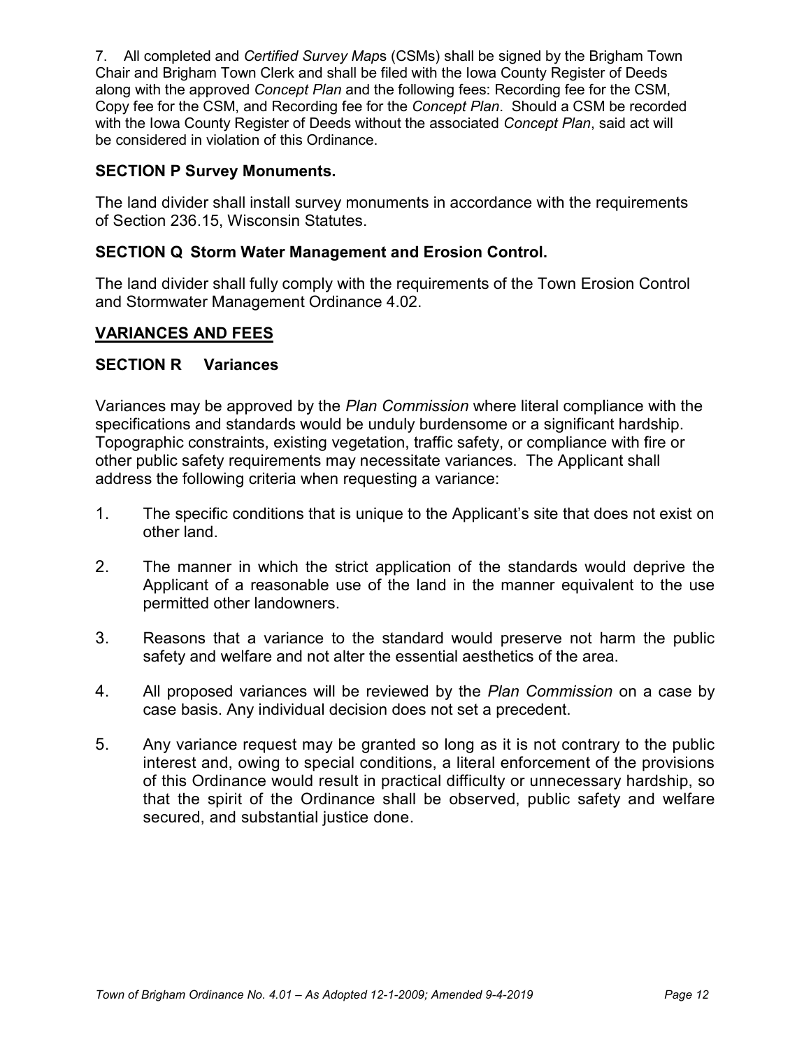7. All completed and *Certified Survey Map*s (CSMs) shall be signed by the Brigham Town Chair and Brigham Town Clerk and shall be filed with the Iowa County Register of Deeds along with the approved *Concept Plan* and the following fees: Recording fee for the CSM, Copy fee for the CSM, and Recording fee for the *Concept Plan*. Should a CSM be recorded with the Iowa County Register of Deeds without the associated *Concept Plan*, said act will be considered in violation of this Ordinance.

### SECTION P Survey Monuments.

The land divider shall install survey monuments in accordance with the requirements of Section 236.15, Wisconsin Statutes.

### SECTION Q Storm Water Management and Erosion Control.

The land divider shall fully comply with the requirements of the Town Erosion Control and Stormwater Management Ordinance 4.02.

## VARIANCES AND FEES

### SECTION R Variances

Variances may be approved by the *Plan Commission* where literal compliance with the specifications and standards would be unduly burdensome or a significant hardship. Topographic constraints, existing vegetation, traffic safety, or compliance with fire or other public safety requirements may necessitate variances. The Applicant shall address the following criteria when requesting a variance:

1. The specific conditions that is unique to the Applicant's site that does not exist on other land.

2. The manner in which the strict application of the standards would deprive the Applicant of a reasonable use of the land in the manner equivalent to the use permitted other landowners.

3. Reasons that a variance to the standard would preserve not harm the public safety and welfare and not alter the essential aesthetics of the area.

4. All proposed variances will be reviewed by the *Plan Commission* on a case by case basis. Any individual decision does not set a precedent.

5. Any variance request may be granted so long as it is not contrary to the public interest and, owing to special conditions, a literal enforcement of the provisions of this Ordinance would result in practical difficulty or unnecessary hardship, so that the spirit of the Ordinance shall be observed, public safety and welfare secured, and substantial justice done.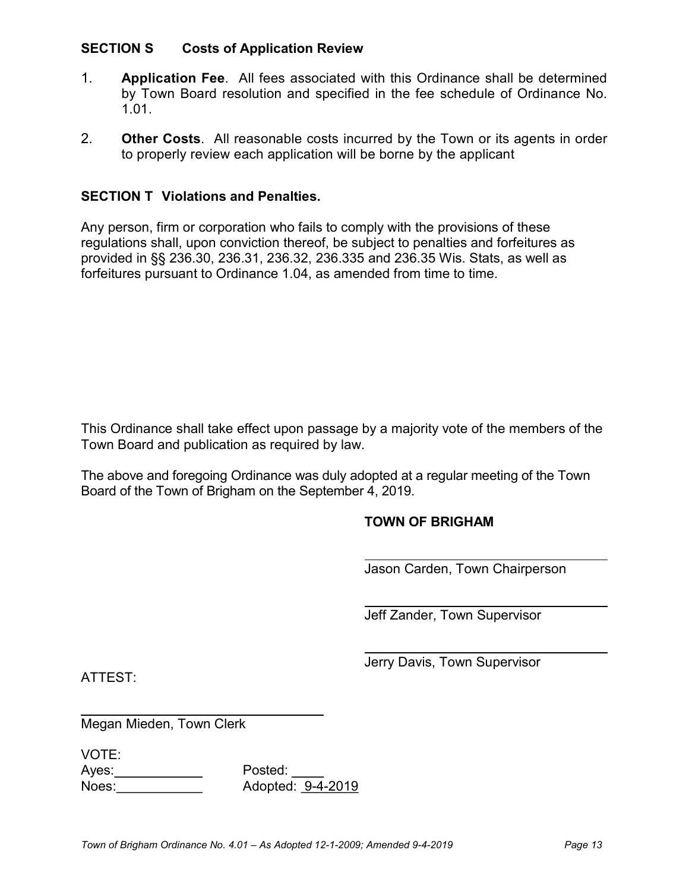**SECTION S Costs of Application Review**

1. **Application Fee**. All fees associated with this Ordinance shall be determined by Town Board resolution and specified in the fee schedule of Ordinance No. 1.01.

2. **Other Costs**. All reasonable costs incurred by the Town or its agents in order to properly review each application will be borne by the applicant

**SECTION T Violations and Penalties.**

Any person, firm or corporation who fails to comply with the provisions of these regulations shall, upon conviction thereof, be subject to penalties and forfeitures as provided in §§ 236.30, 236.31, 236.32, 236.335 and 236.35 Wis. Stats, as well as forfeitures pursuant to Ordinance 1.04, as amended from time to time.

This Ordinance shall take effect upon passage by a majority vote of the members of the Town Board and publication as required by law.

The above and foregoing Ordinance was duly adopted at a regular meeting of the Town Board of the Town of Brigham on the September 4, 2019.

**TOWN OF BRIGHAM**

______________________________
Jason Carden, Town Chairperson

______________________________
Jeff Zander, Town Supervisor

______________________________
Jerry Davis, Town Supervisor

ATTEST:

______________________________
Megan Mieden, Town Clerk

VOTE:
Ayes:___________ Posted: ____
Noes:___________ Adopted: 9-4-2019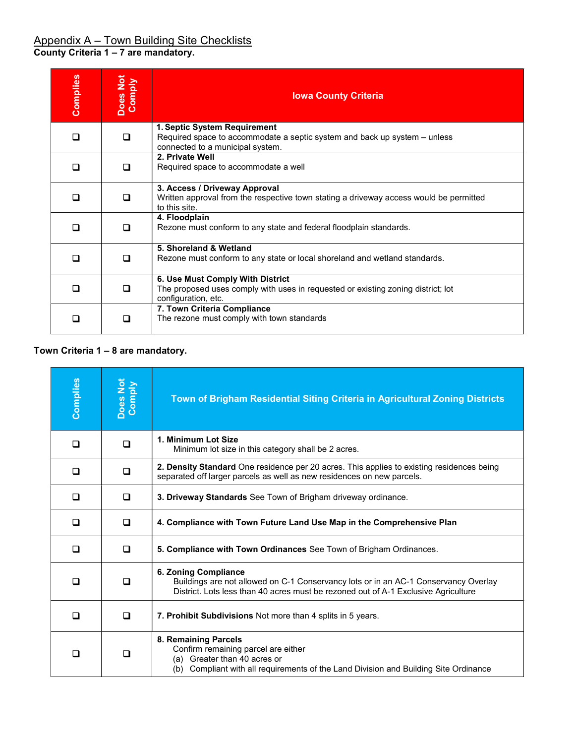## Appendix A – Town Building Site Checklists

**County Criteria 1 – 7 are mandatory.**

| Complies | Does Not Comply | Iowa County Criteria |
|---|---|---|
| ❑ | ❑ | **1. Septic System Requirement** Required space to accommodate a septic system and back up system – unless connected to a municipal system. |
| ❑ | ❑ | **2. Private Well** Required space to accommodate a well |
| ❑ | ❑ | **3. Access / Driveway Approval** Written approval from the respective town stating a driveway access would be permitted to this site. |
| ❑ | ❑ | **4. Floodplain** Rezone must conform to any state and federal floodplain standards. |
| ❑ | ❑ | **5. Shoreland & Wetland** Rezone must conform to any state or local shoreland and wetland standards. |
| ❑ | ❑ | **6. Use Must Comply With District** The proposed uses comply with uses in requested or existing zoning district; lot configuration, etc. |
| ❑ | ❑ | **7. Town Criteria Compliance** The rezone must comply with town standards |

**Town Criteria 1 – 8 are mandatory.**

| Complies | Does Not Comply | Town of Brigham Residential Siting Criteria in Agricultural Zoning Districts |
|---|---|---|
| ❑ | ❑ | **1. Minimum Lot Size** Minimum lot size in this category shall be 2 acres. |
| ❑ | ❑ | **2. Density Standard** One residence per 20 acres. This applies to existing residences being separated off larger parcels as well as new residences on new parcels. |
| ❑ | ❑ | **3. Driveway Standards** See Town of Brigham driveway ordinance. |
| ❑ | ❑ | **4. Compliance with Town Future Land Use Map in the Comprehensive Plan** |
| ❑ | ❑ | **5. Compliance with Town Ordinances** See Town of Brigham Ordinances. |
| ❑ | ❑ | **6. Zoning Compliance** Buildings are not allowed on C-1 Conservancy lots or in an AC-1 Conservancy Overlay District. Lots less than 40 acres must be rezoned out of A-1 Exclusive Agriculture |
| ❑ | ❑ | **7. Prohibit Subdivisions** Not more than 4 splits in 5 years. |
| ❑ | ❑ | **8. Remaining Parcels** Confirm remaining parcel are either (a) Greater than 40 acres or (b) Compliant with all requirements of the Land Division and Building Site Ordinance |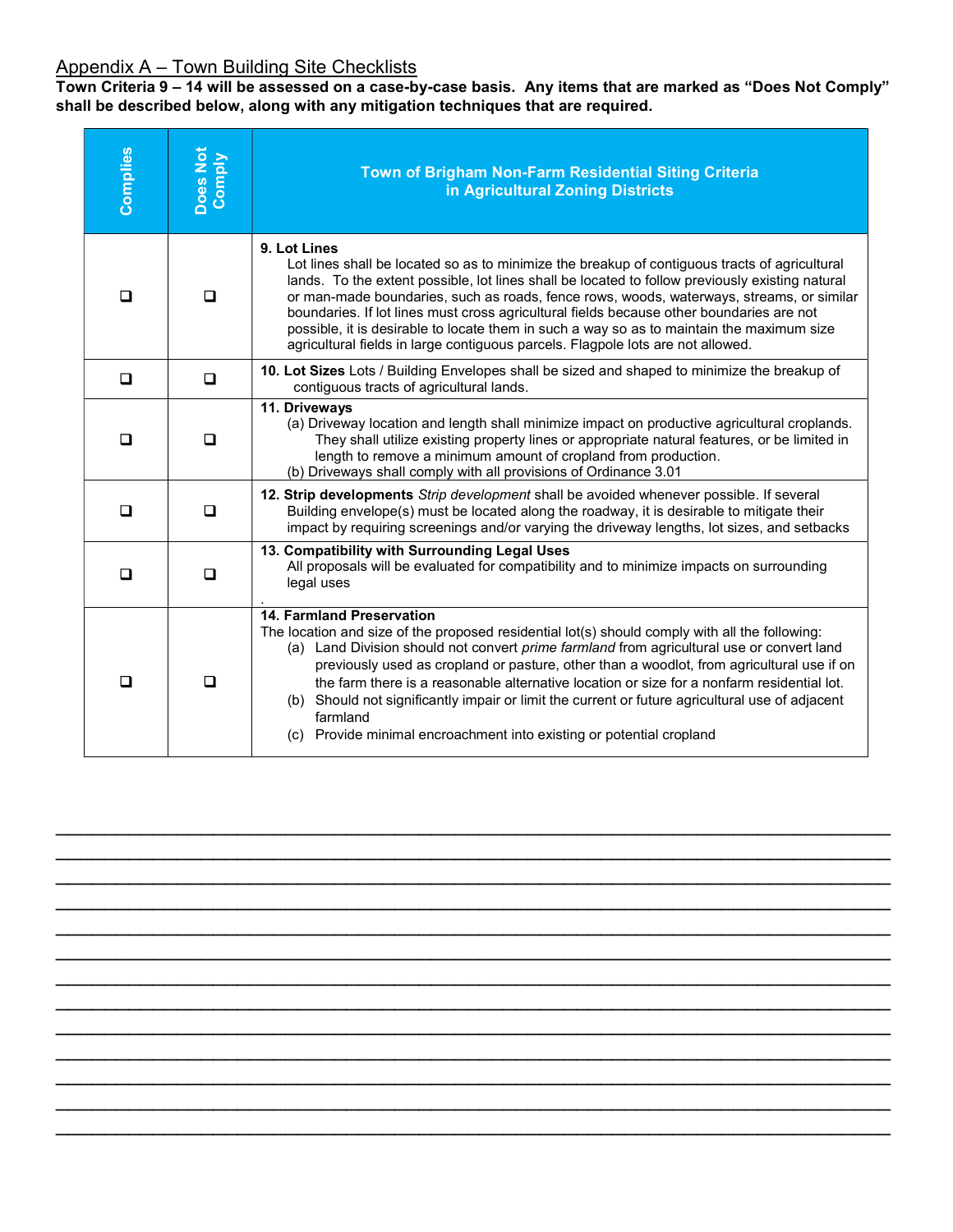## Appendix A – Town Building Site Checklists

**Town Criteria 9 – 14 will be assessed on a case-by-case basis. Any items that are marked as "Does Not Comply" shall be described below, along with any mitigation techniques that are required.**

| Complies | Does Not Comply | Town of Brigham Non-Farm Residential Siting Criteria in Agricultural Zoning Districts |
|---|---|---|
| ❑ | ❑ | **9. Lot Lines** Lot lines shall be located so as to minimize the breakup of contiguous tracts of agricultural lands. To the extent possible, lot lines shall be located to follow previously existing natural or man-made boundaries, such as roads, fence rows, woods, waterways, streams, or similar boundaries. If lot lines must cross agricultural fields because other boundaries are not possible, it is desirable to locate them in such a way so as to maintain the maximum size agricultural fields in large contiguous parcels. Flagpole lots are not allowed. |
| ❑ | ❑ | **10. Lot Sizes** Lots / Building Envelopes shall be sized and shaped to minimize the breakup of contiguous tracts of agricultural lands. |
| ❑ | ❑ | **11. Driveways** (a) Driveway location and length shall minimize impact on productive agricultural croplands. They shall utilize existing property lines or appropriate natural features, or be limited in length to remove a minimum amount of cropland from production. (b) Driveways shall comply with all provisions of Ordinance 3.01 |
| ❑ | ❑ | **12. Strip developments** *Strip development* shall be avoided whenever possible. If several Building envelope(s) must be located along the roadway, it is desirable to mitigate their impact by requiring screenings and/or varying the driveway lengths, lot sizes, and setbacks |
| ❑ | ❑ | **13. Compatibility with Surrounding Legal Uses** All proposals will be evaluated for compatibility and to minimize impacts on surrounding legal uses |
| ❑ | ❑ | **14. Farmland Preservation** The location and size of the proposed residential lot(s) should comply with all the following: (a) Land Division should not convert *prime farmland* from agricultural use or convert land previously used as cropland or pasture, other than a woodlot, from agricultural use if on the farm there is a reasonable alternative location or size for a nonfarm residential lot. (b) Should not significantly impair or limit the current or future agricultural use of adjacent farmland (c) Provide minimal encroachment into existing or potential cropland |

______________________________________________________________________________

______________________________________________________________________________

______________________________________________________________________________

______________________________________________________________________________

______________________________________________________________________________

______________________________________________________________________________

______________________________________________________________________________

______________________________________________________________________________

______________________________________________________________________________

______________________________________________________________________________

______________________________________________________________________________

______________________________________________________________________________

______________________________________________________________________________